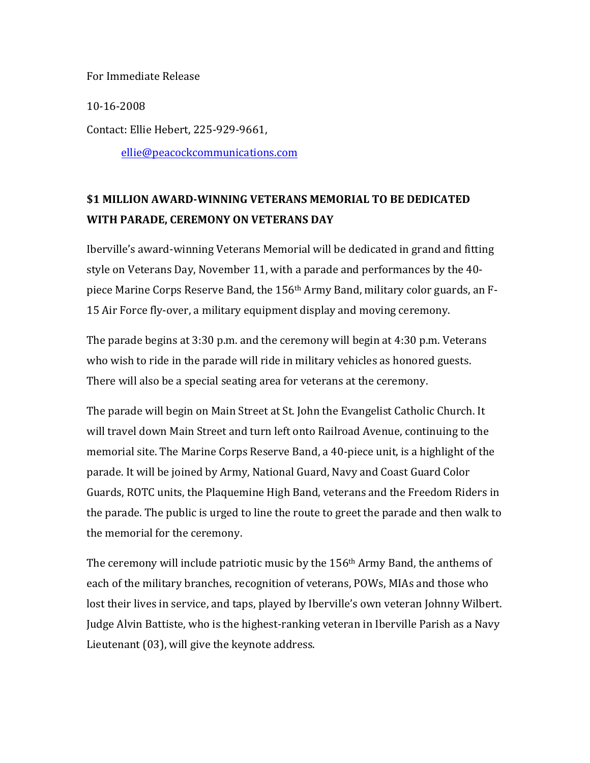For Immediate Release

10-16-2008

Contact: Ellie Hebert, 225-929-9661,

ellie@peacockcommunications.com

## $1 MILLION AWARD-WINNING VETERANS MEMORIAL TO BE DEDICATED WITH PARADE, CEREMONY ON VETERANS DAY

Iberville's award-winning Veterans Memorial will be dedicated in grand and fitting style on Veterans Day, November 11, with a parade and performances by the 40-piece Marine Corps Reserve Band, the 156th Army Band, military color guards, an F-15 Air Force fly-over, a military equipment display and moving ceremony.

The parade begins at 3:30 p.m. and the ceremony will begin at 4:30 p.m. Veterans who wish to ride in the parade will ride in military vehicles as honored guests. There will also be a special seating area for veterans at the ceremony.

The parade will begin on Main Street at St. John the Evangelist Catholic Church. It will travel down Main Street and turn left onto Railroad Avenue, continuing to the memorial site. The Marine Corps Reserve Band, a 40-piece unit, is a highlight of the parade. It will be joined by Army, National Guard, Navy and Coast Guard Color Guards, ROTC units, the Plaquemine High Band, veterans and the Freedom Riders in the parade. The public is urged to line the route to greet the parade and then walk to the memorial for the ceremony.

The ceremony will include patriotic music by the 156th Army Band, the anthems of each of the military branches, recognition of veterans, POWs, MIAs and those who lost their lives in service, and taps, played by Iberville's own veteran Johnny Wilbert. Judge Alvin Battiste, who is the highest-ranking veteran in Iberville Parish as a Navy Lieutenant (03), will give the keynote address.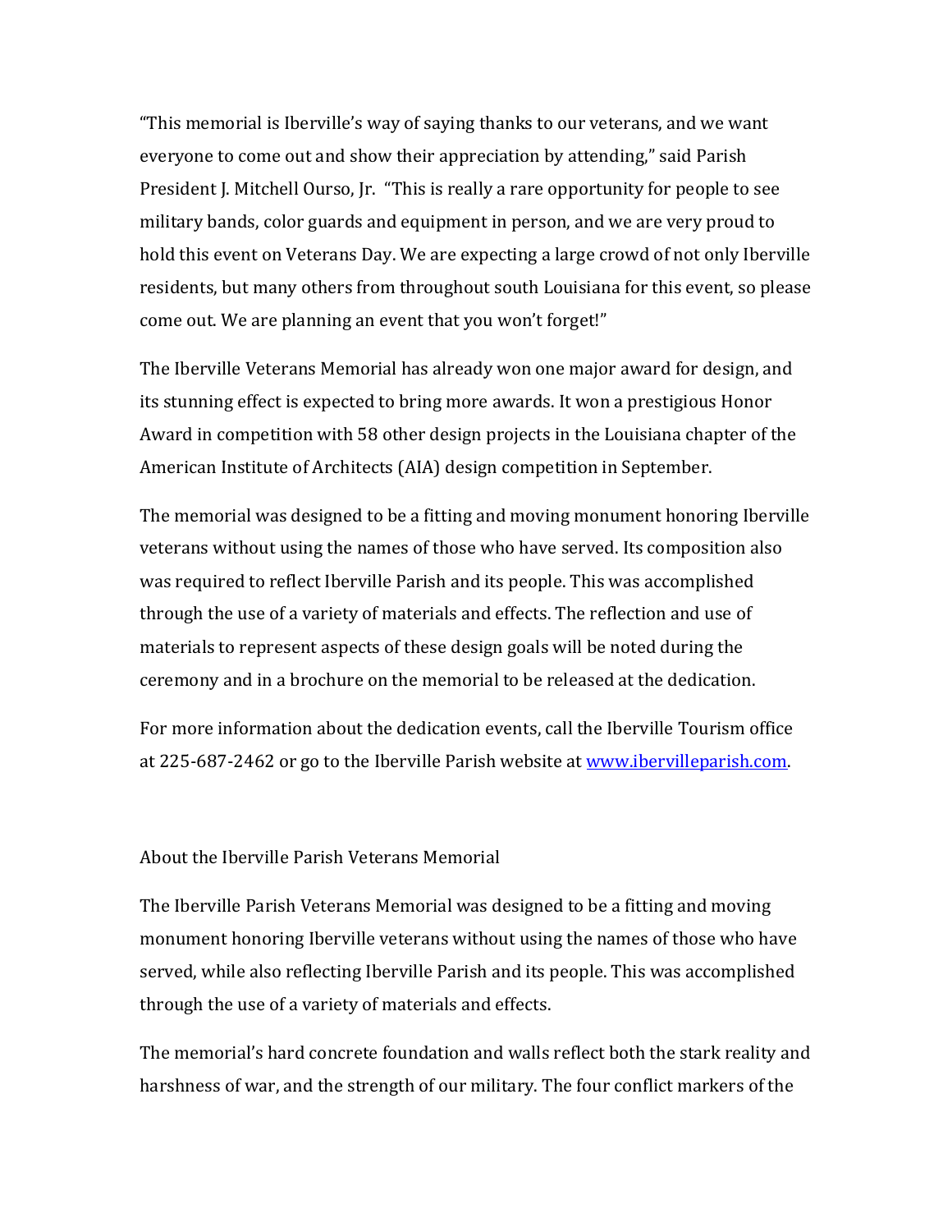"This memorial is Iberville's way of saying thanks to our veterans, and we want everyone to come out and show their appreciation by attending," said Parish President J. Mitchell Ourso, Jr. "This is really a rare opportunity for people to see military bands, color guards and equipment in person, and we are very proud to hold this event on Veterans Day. We are expecting a large crowd of not only Iberville residents, but many others from throughout south Louisiana for this event, so please come out. We are planning an event that you won't forget!"

The Iberville Veterans Memorial has already won one major award for design, and its stunning effect is expected to bring more awards. It won a prestigious Honor Award in competition with 58 other design projects in the Louisiana chapter of the American Institute of Architects (AIA) design competition in September.

The memorial was designed to be a fitting and moving monument honoring Iberville veterans without using the names of those who have served. Its composition also was required to reflect Iberville Parish and its people. This was accomplished through the use of a variety of materials and effects. The reflection and use of materials to represent aspects of these design goals will be noted during the ceremony and in a brochure on the memorial to be released at the dedication.

For more information about the dedication events, call the Iberville Tourism office at 225-687-2462 or go to the Iberville Parish website at [www.ibervilleparish.com](http://www.ibervilleparish.com).

About the Iberville Parish Veterans Memorial

The Iberville Parish Veterans Memorial was designed to be a fitting and moving monument honoring Iberville veterans without using the names of those who have served, while also reflecting Iberville Parish and its people. This was accomplished through the use of a variety of materials and effects.

The memorial's hard concrete foundation and walls reflect both the stark reality and harshness of war, and the strength of our military. The four conflict markers of the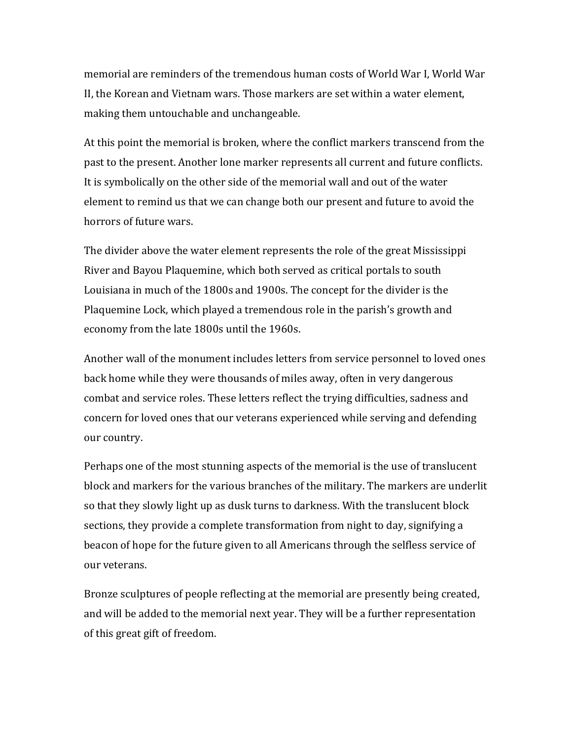memorial are reminders of the tremendous human costs of World War I, World War II, the Korean and Vietnam wars. Those markers are set within a water element, making them untouchable and unchangeable.

At this point the memorial is broken, where the conflict markers transcend from the past to the present. Another lone marker represents all current and future conflicts. It is symbolically on the other side of the memorial wall and out of the water element to remind us that we can change both our present and future to avoid the horrors of future wars.

The divider above the water element represents the role of the great Mississippi River and Bayou Plaquemine, which both served as critical portals to south Louisiana in much of the 1800s and 1900s. The concept for the divider is the Plaquemine Lock, which played a tremendous role in the parish's growth and economy from the late 1800s until the 1960s.

Another wall of the monument includes letters from service personnel to loved ones back home while they were thousands of miles away, often in very dangerous combat and service roles. These letters reflect the trying difficulties, sadness and concern for loved ones that our veterans experienced while serving and defending our country.

Perhaps one of the most stunning aspects of the memorial is the use of translucent block and markers for the various branches of the military. The markers are underlit so that they slowly light up as dusk turns to darkness. With the translucent block sections, they provide a complete transformation from night to day, signifying a beacon of hope for the future given to all Americans through the selfless service of our veterans.

Bronze sculptures of people reflecting at the memorial are presently being created, and will be added to the memorial next year. They will be a further representation of this great gift of freedom.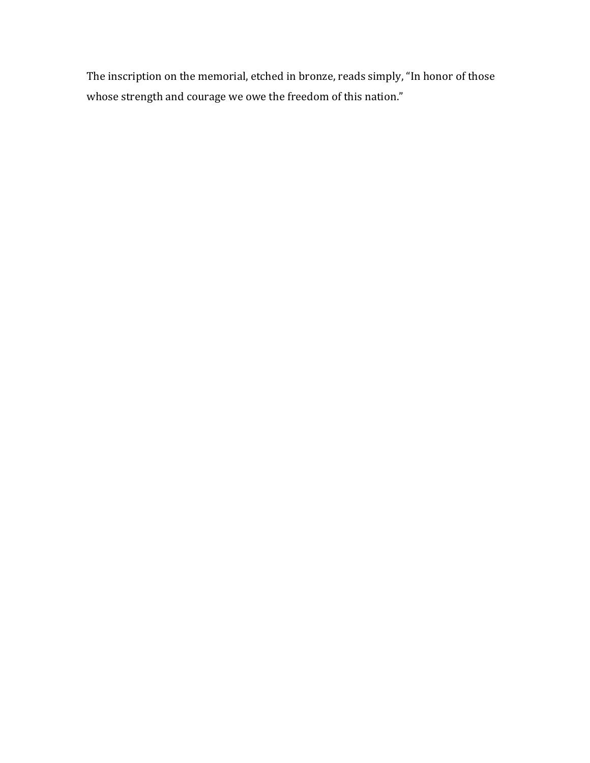The inscription on the memorial, etched in bronze, reads simply, "In honor of those whose strength and courage we owe the freedom of this nation."